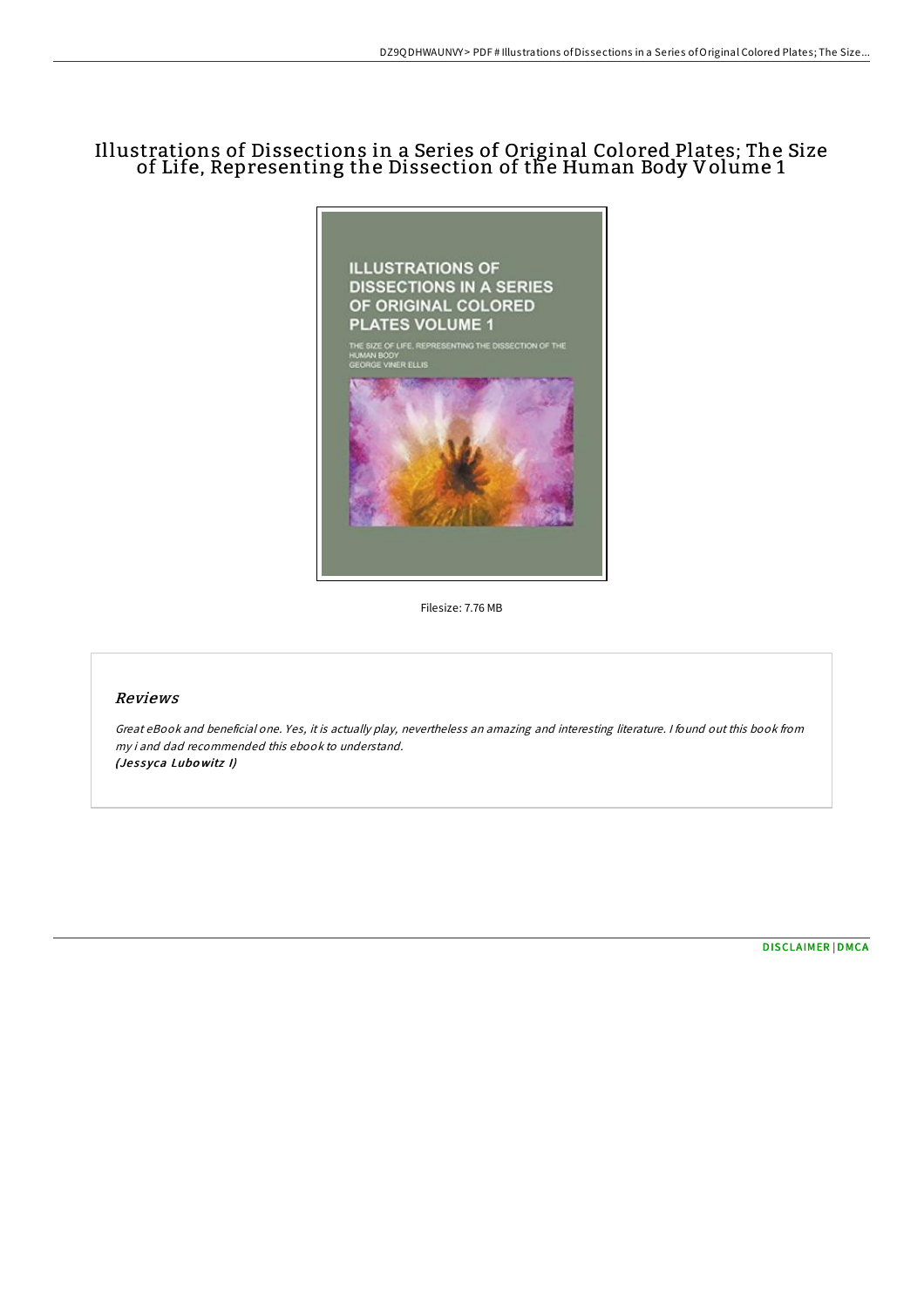# Illustrations of Dissections in a Series of Original Colored Plates; The Size of Life, Representing the Dissection of the Human Body Volume 1

Filesize: 7.76 MB

## Reviews

*Great eBook and beneficial one. Yes, it is actually play, nevertheless an amazing and interesting literature. I found out this book from my i and dad recommended this ebook to understand.*
*(Jessyca Lubowitz I)*

DISCLAIMER | DMCA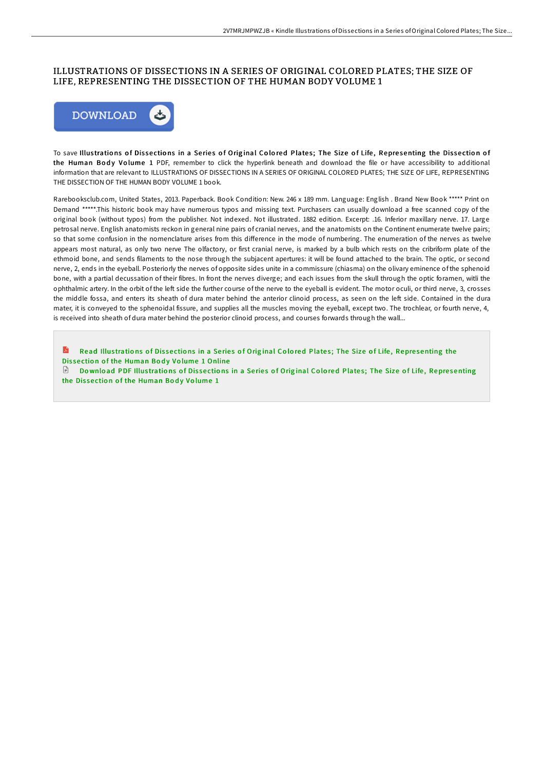# ILLUSTRATIONS OF DISSECTIONS IN A SERIES OF ORIGINAL COLORED PLATES; THE SIZE OF LIFE, REPRESENTING THE DISSECTION OF THE HUMAN BODY VOLUME 1

DOWNLOAD

To save **Illustrations of Dissections in a Series of Original Colored Plates; The Size of Life, Representing the Dissection of the Human Body Volume 1** PDF, remember to click the hyperlink beneath and download the file or have accessibility to additional information that are relevant to ILLUSTRATIONS OF DISSECTIONS IN A SERIES OF ORIGINAL COLORED PLATES; THE SIZE OF LIFE, REPRESENTING THE DISSECTION OF THE HUMAN BODY VOLUME 1 book.

Rarebooksclub.com, United States, 2013. Paperback. Book Condition: New. 246 x 189 mm. Language: English . Brand New Book ***** Print on Demand *****.This historic book may have numerous typos and missing text. Purchasers can usually download a free scanned copy of the original book (without typos) from the publisher. Not indexed. Not illustrated. 1882 edition. Excerpt: .16. Inferior maxillary nerve. 17. Large petrosal nerve. English anatomists reckon in general nine pairs of cranial nerves, and the anatomists on the Continent enumerate twelve pairs; so that some confusion in the nomenclature arises from this difference in the mode of numbering. The enumeration of the nerves as twelve appears most natural, as only two nerve The olfactory, or first cranial nerve, is marked by a bulb which rests on the cribriform plate of the ethmoid bone, and sends filaments to the nose through the subjacent apertures: it will be found attached to the brain. The optic, or second nerve, 2, ends in the eyeball. Posteriorly the nerves of opposite sides unite in a commissure (chiasma) on the olivary eminence of the sphenoid bone, with a partial decussation of their fibres. In front the nerves diverge; and each issues from the skull through the optic foramen, witli the ophthalmic artery. In the orbit of the left side the further course of the nerve to the eyeball is evident. The motor oculi, or third nerve, 3, crosses the middle fossa, and enters its sheath of dura mater behind the anterior clinoid process, as seen on the left side. Contained in the dura mater, it is conveyed to the sphenoidal fissure, and supplies all the muscles moving the eyeball, except two. The trochlear, or fourth nerve, 4, is received into sheath of dura mater behind the posterior clinoid process, and courses forwards through the wall...

Read Illustrations of Dissections in a Series of Original Colored Plates; The Size of Life, Representing the Dissection of the Human Body Volume 1 Online

Download PDF Illustrations of Dissections in a Series of Original Colored Plates; The Size of Life, Representing the Dissection of the Human Body Volume 1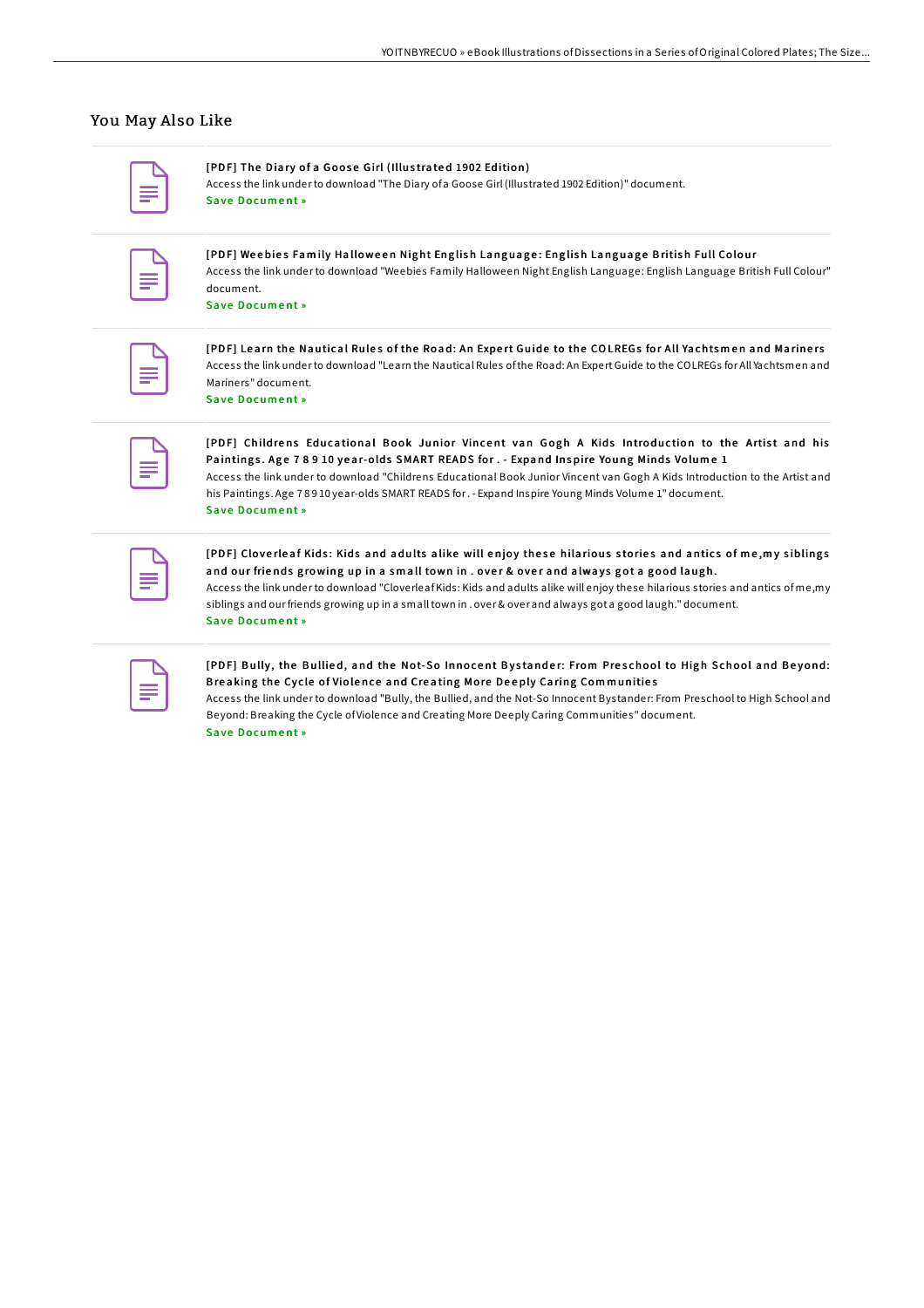## You May Also Like

**[PDF] The Diary of a Goose Girl (Illustrated 1902 Edition)**
Access the link under to download "The Diary of a Goose Girl (Illustrated 1902 Edition)" document.
Save Document »

**[PDF] Weebies Family Halloween Night English Language: English Language British Full Colour**
Access the link under to download "Weebies Family Halloween Night English Language: English Language British Full Colour" document.
Save Document »

**[PDF] Learn the Nautical Rules of the Road: An Expert Guide to the COLREGs for All Yachtsmen and Mariners**
Access the link under to download "Learn the Nautical Rules of the Road: An Expert Guide to the COLREGs for All Yachtsmen and Mariners" document.
Save Document »

**[PDF] Childrens Educational Book Junior Vincent van Gogh A Kids Introduction to the Artist and his Paintings. Age 7 8 9 10 year-olds SMART READS for . - Expand Inspire Young Minds Volume 1**
Access the link under to download "Childrens Educational Book Junior Vincent van Gogh A Kids Introduction to the Artist and his Paintings. Age 7 8 9 10 year-olds SMART READS for . - Expand Inspire Young Minds Volume 1" document.
Save Document »

**[PDF] Cloverleaf Kids: Kids and adults alike will enjoy these hilarious stories and antics of me,my siblings and our friends growing up in a small town in . over & over and always got a good laugh.**
Access the link under to download "Cloverleaf Kids: Kids and adults alike will enjoy these hilarious stories and antics of me,my siblings and our friends growing up in a small town in . over & over and always got a good laugh." document.
Save Document »

**[PDF] Bully, the Bullied, and the Not-So Innocent Bystander: From Preschool to High School and Beyond: Breaking the Cycle of Violence and Creating More Deeply Caring Communities**
Access the link under to download "Bully, the Bullied, and the Not-So Innocent Bystander: From Preschool to High School and Beyond: Breaking the Cycle of Violence and Creating More Deeply Caring Communities" document.
Save Document »